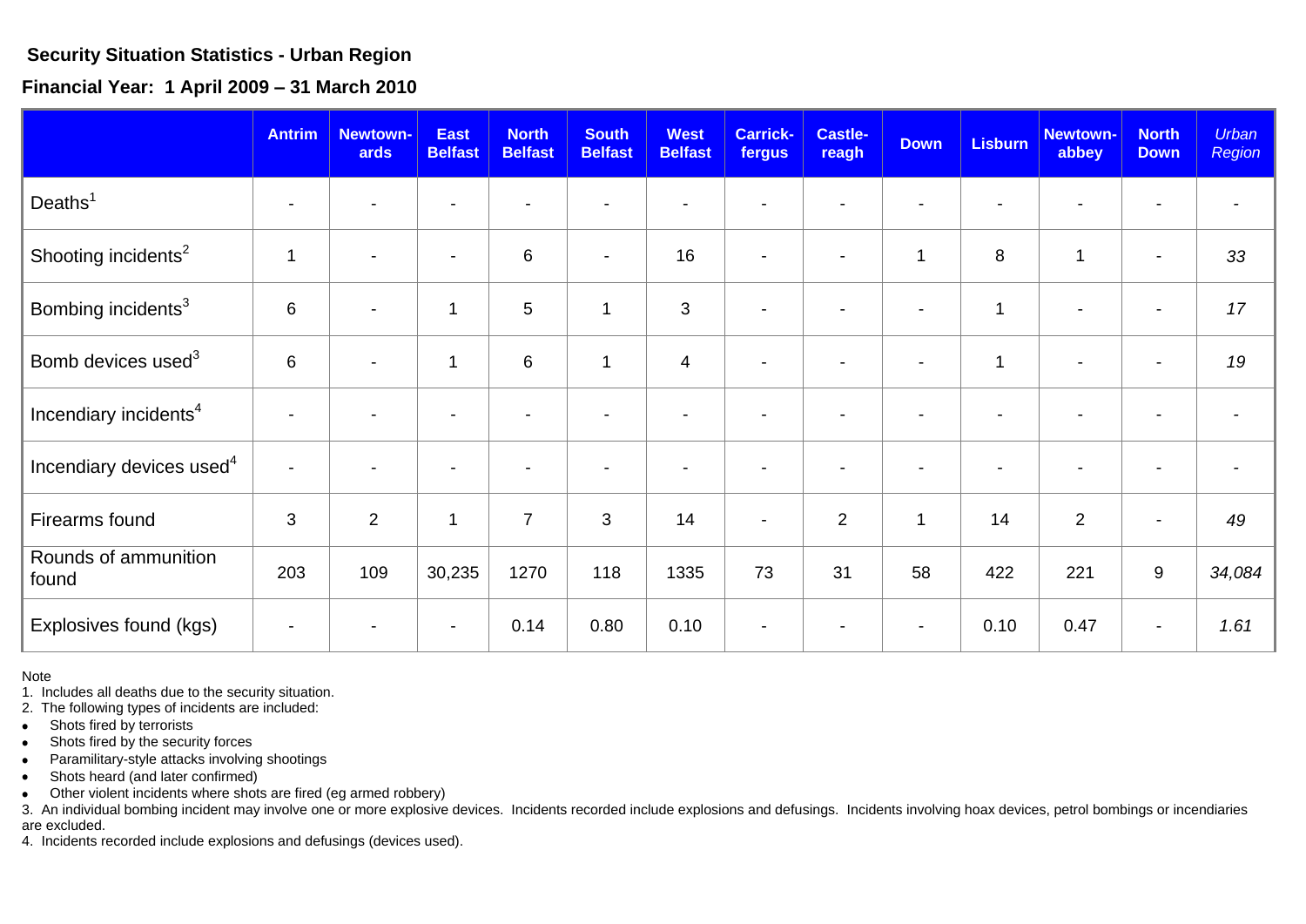**Security Situation Statistics - Urban Region**

**Financial Year: 1 April 2009 – 31 March 2010**

| | Antrim | Newtown-ards | East Belfast | North Belfast | South Belfast | West Belfast | Carrick-fergus | Castle-reagh | Down | Lisburn | Newtown-abbey | North Down | *Urban Region* |
|---|---|---|---|---|---|---|---|---|---|---|---|---|---|
| Deaths[1] | - | - | - | - | - | - | - | - | - | - | - | - | - |
| Shooting incidents[2] | 1 | - | - | 6 | - | 16 | - | - | 1 | 8 | 1 | - | *33* |
| Bombing incidents[3] | 6 | - | 1 | 5 | 1 | 3 | - | - | - | 1 | - | - | *17* |
| Bomb devices used[3] | 6 | - | 1 | 6 | 1 | 4 | - | - | - | 1 | - | - | *19* |
| Incendiary incidents[4] | - | - | - | - | - | - | - | - | - | - | - | - | - |
| Incendiary devices used[4] | - | - | - | - | - | - | - | - | - | - | - | - | - |
| Firearms found | 3 | 2 | 1 | 7 | 3 | 14 | - | 2 | 1 | 14 | 2 | - | *49* |
| Rounds of ammunition found | 203 | 109 | 30,235 | 1270 | 118 | 1335 | 73 | 31 | 58 | 422 | 221 | 9 | *34,084* |
| Explosives found (kgs) | - | - | - | 0.14 | 0.80 | 0.10 | - | - | - | 0.10 | 0.47 | - | *1.61* |

Note
1. Includes all deaths due to the security situation.
2. The following types of incidents are included:
- Shots fired by terrorists
- Shots fired by the security forces
- Paramilitary-style attacks involving shootings
- Shots heard (and later confirmed)
- Other violent incidents where shots are fired (eg armed robbery)

3. An individual bombing incident may involve one or more explosive devices. Incidents recorded include explosions and defusings. Incidents involving hoax devices, petrol bombings or incendiaries are excluded.
4. Incidents recorded include explosions and defusings (devices used).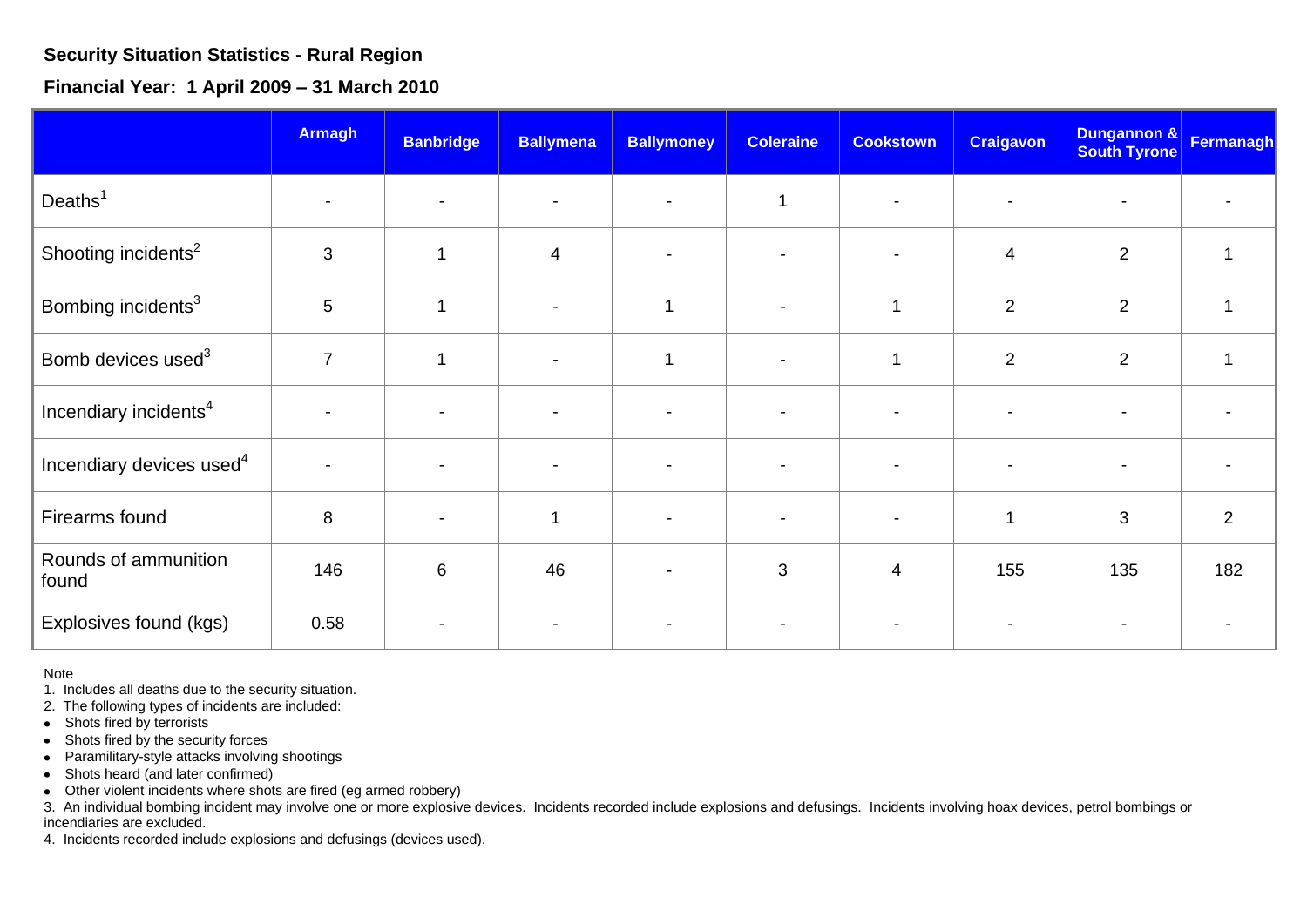**Security Situation Statistics - Rural Region**

**Financial Year: 1 April 2009 – 31 March 2010**

| | Armagh | Banbridge | Ballymena | Ballymoney | Coleraine | Cookstown | Craigavon | Dungannon & South Tyrone | Fermanagh |
|---|---|---|---|---|---|---|---|---|---|
| Deaths[1] | - | - | - | - | 1 | - | - | - | - |
| Shooting incidents[2] | 3 | 1 | 4 | - | - | - | 4 | 2 | 1 |
| Bombing incidents[3] | 5 | 1 | - | 1 | - | 1 | 2 | 2 | 1 |
| Bomb devices used[3] | 7 | 1 | - | 1 | - | 1 | 2 | 2 | 1 |
| Incendiary incidents[4] | - | - | - | - | - | - | - | - | - |
| Incendiary devices used[4] | - | - | - | - | - | - | - | - | - |
| Firearms found | 8 | - | 1 | - | - | - | 1 | 3 | 2 |
| Rounds of ammunition found | 146 | 6 | 46 | - | 3 | 4 | 155 | 135 | 182 |
| Explosives found (kgs) | 0.58 | - | - | - | - | - | - | - | - |

Note

1. Includes all deaths due to the security situation.
2. The following types of incidents are included:
   - Shots fired by terrorists
   - Shots fired by the security forces
   - Paramilitary-style attacks involving shootings
   - Shots heard (and later confirmed)
   - Other violent incidents where shots are fired (eg armed robbery)
3. An individual bombing incident may involve one or more explosive devices. Incidents recorded include explosions and defusings. Incidents involving hoax devices, petrol bombings or incendiaries are excluded.
4. Incidents recorded include explosions and defusings (devices used).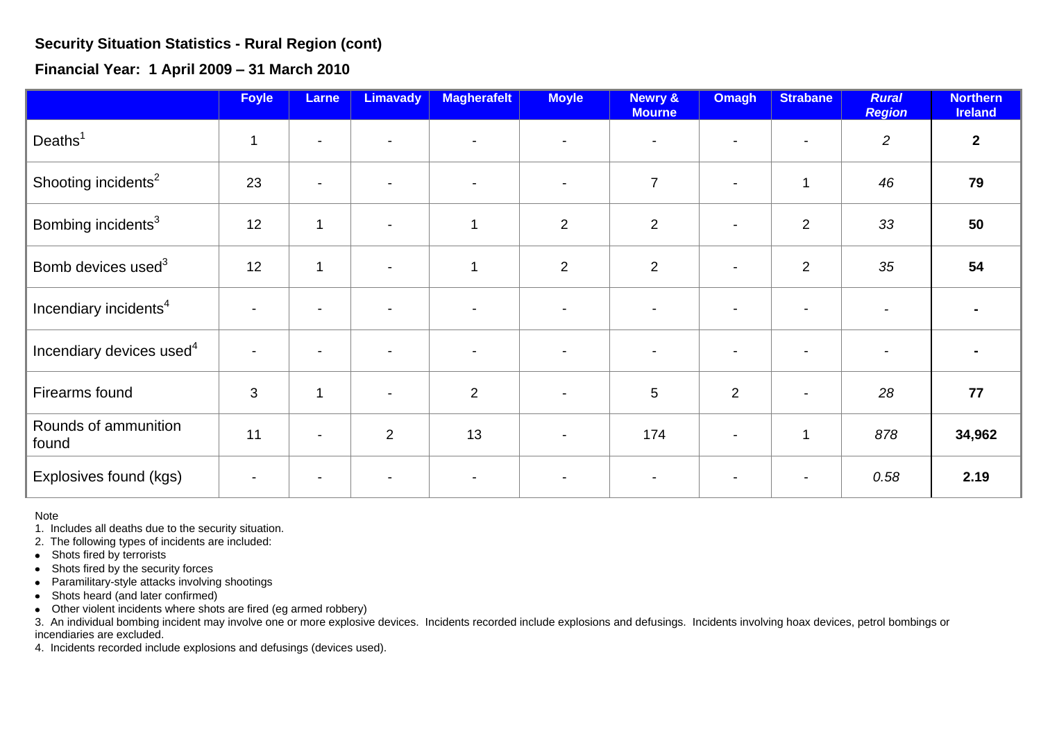**Security Situation Statistics - Rural Region (cont)**

**Financial Year: 1 April 2009 – 31 March 2010**

| | Foyle | Larne | Limavady | Magherafelt | Moyle | Newry & Mourne | Omagh | Strabane | *Rural Region* | Northern Ireland |
|---|---|---|---|---|---|---|---|---|---|---|
| Deaths[1] | 1 | - | - | - | - | - | - | - | *2* | **2** |
| Shooting incidents[2] | 23 | - | - | - | - | 7 | - | 1 | *46* | **79** |
| Bombing incidents[3] | 12 | 1 | - | 1 | 2 | 2 | - | 2 | *33* | **50** |
| Bomb devices used[3] | 12 | 1 | - | 1 | 2 | 2 | - | 2 | *35* | **54** |
| Incendiary incidents[4] | - | - | - | - | - | - | - | - | - | **-** |
| Incendiary devices used[4] | - | - | - | - | - | - | - | - | - | **-** |
| Firearms found | 3 | 1 | - | 2 | - | 5 | 2 | - | *28* | **77** |
| Rounds of ammunition found | 11 | - | 2 | 13 | - | 174 | - | 1 | *878* | **34,962** |
| Explosives found (kgs) | - | - | - | - | - | - | - | - | *0.58* | **2.19** |

Note

1. Includes all deaths due to the security situation.
2. The following types of incidents are included:
   - Shots fired by terrorists
   - Shots fired by the security forces
   - Paramilitary-style attacks involving shootings
   - Shots heard (and later confirmed)
   - Other violent incidents where shots are fired (eg armed robbery)
3. An individual bombing incident may involve one or more explosive devices. Incidents recorded include explosions and defusings. Incidents involving hoax devices, petrol bombings or incendiaries are excluded.
4. Incidents recorded include explosions and defusings (devices used).